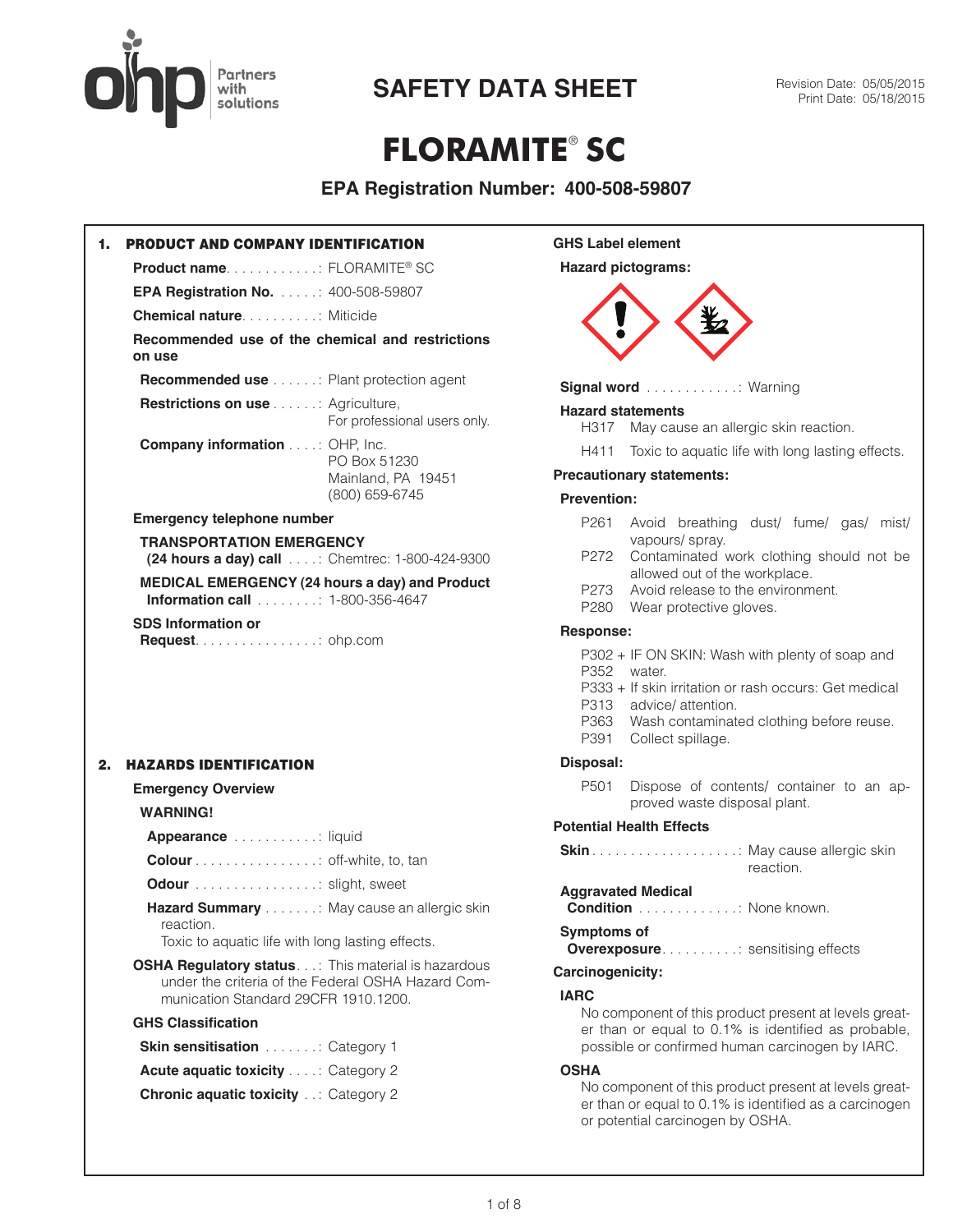# SAFETY DATA SHEET

Revision Date: 05/05/2015
Print Date: 05/18/2015

# FLORAMITE® SC

## EPA Registration Number: 400-508-59807

## 1. PRODUCT AND COMPANY IDENTIFICATION

**Product name**: FLORAMITE® SC

**EPA Registration No.**: 400-508-59807

**Chemical nature**: Miticide

**Recommended use of the chemical and restrictions on use**

**Recommended use**: Plant protection agent

**Restrictions on use**: Agriculture, For professional users only.

**Company information**: OHP, Inc.
PO Box 51230
Mainland, PA 19451
(800) 659-6745

**Emergency telephone number**

**TRANSPORTATION EMERGENCY (24 hours a day) call**: Chemtrec: 1-800-424-9300

**MEDICAL EMERGENCY (24 hours a day) and Product Information call**: 1-800-356-4647

**SDS Information or Request**: ohp.com

## 2. HAZARDS IDENTIFICATION

**Emergency Overview**

**WARNING!**

**Appearance**: liquid

**Colour**: off-white, to, tan

**Odour**: slight, sweet

**Hazard Summary**: May cause an allergic skin reaction.
Toxic to aquatic life with long lasting effects.

**OSHA Regulatory status**: This material is hazardous under the criteria of the Federal OSHA Hazard Communication Standard 29CFR 1910.1200.

**GHS Classification**

**Skin sensitisation**: Category 1

**Acute aquatic toxicity**: Category 2

**Chronic aquatic toxicity**: Category 2

**GHS Label element**

**Hazard pictograms:**

**Signal word**: Warning

**Hazard statements**

H317 May cause an allergic skin reaction.

H411 Toxic to aquatic life with long lasting effects.

**Precautionary statements:**

**Prevention:**

P261 Avoid breathing dust/ fume/ gas/ mist/ vapours/ spray.
P272 Contaminated work clothing should not be allowed out of the workplace.
P273 Avoid release to the environment.
P280 Wear protective gloves.

**Response:**

P302 + P352 IF ON SKIN: Wash with plenty of soap and water.
P333 + P313 If skin irritation or rash occurs: Get medical advice/ attention.
P363 Wash contaminated clothing before reuse.
P391 Collect spillage.

**Disposal:**

P501 Dispose of contents/ container to an approved waste disposal plant.

**Potential Health Effects**

**Skin**: May cause allergic skin reaction.

**Aggravated Medical Condition**: None known.

**Symptoms of Overexposure**: sensitising effects

**Carcinogenicity:**

**IARC**
No component of this product present at levels greater than or equal to 0.1% is identified as probable, possible or confirmed human carcinogen by IARC.

**OSHA**
No component of this product present at levels greater than or equal to 0.1% is identified as a carcinogen or potential carcinogen by OSHA.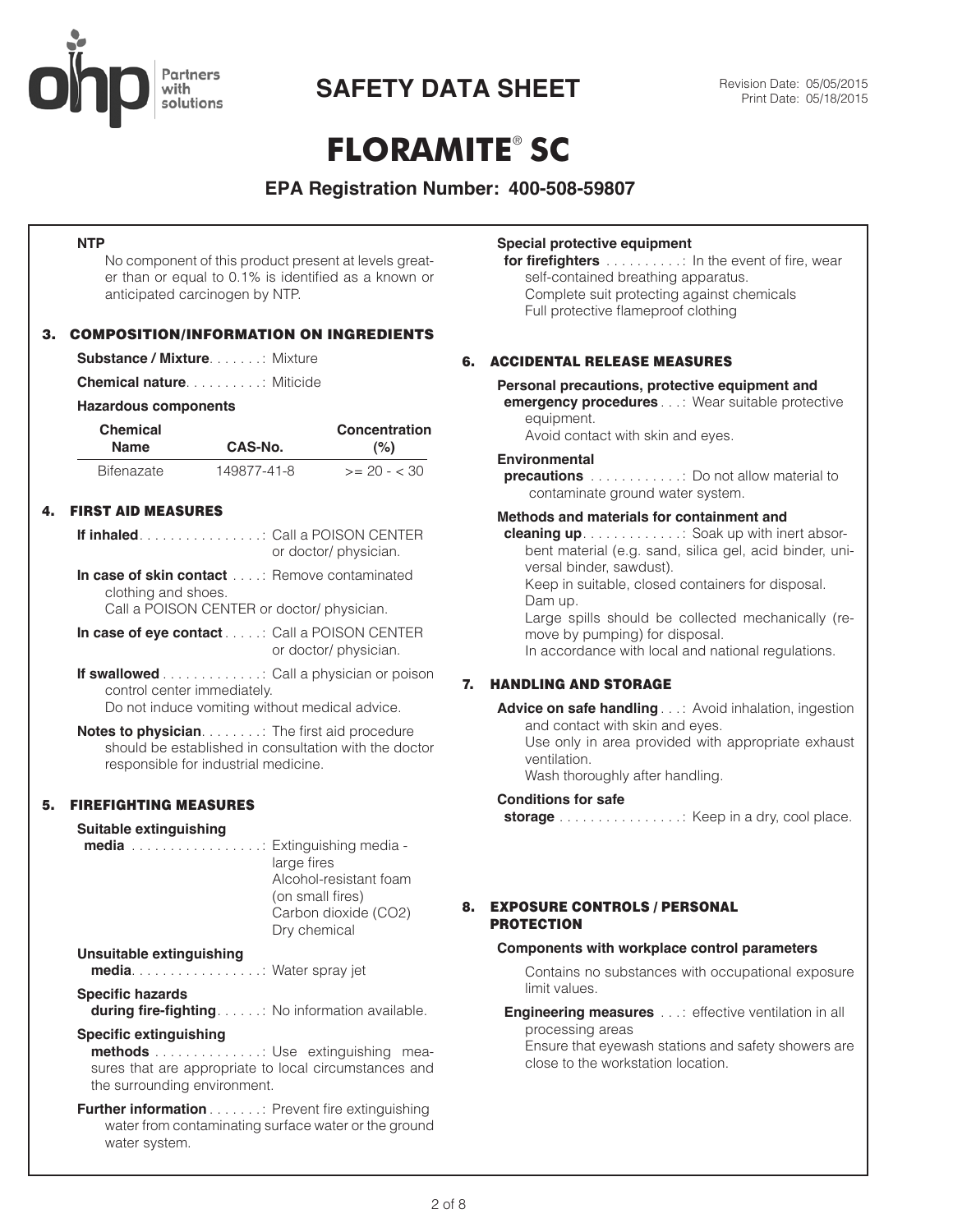**NTP**

No component of this product present at levels greater than or equal to 0.1% is identified as a known or anticipated carcinogen by NTP.

## 3. COMPOSITION/INFORMATION ON INGREDIENTS

**Substance / Mixture**. . . . . . . : Mixture

**Chemical nature**. . . . . . . . . . : Miticide

**Hazardous components**

| Chemical Name | CAS-No. | Concentration (%) |
|---|---|---|
| Bifenazate | 149877-41-8 | >= 20 - < 30 |

## 4. FIRST AID MEASURES

**If inhaled**. . . . . . . . . . . . . . . . : Call a POISON CENTER or doctor/ physician.

**In case of skin contact** . . . . : Remove contaminated clothing and shoes.
Call a POISON CENTER or doctor/ physician.

**In case of eye contact** . . . . . : Call a POISON CENTER or doctor/ physician.

**If swallowed** . . . . . . . . . . . . . : Call a physician or poison control center immediately.
Do not induce vomiting without medical advice.

**Notes to physician**. . . . . . . . : The first aid procedure should be established in consultation with the doctor responsible for industrial medicine.

## 5. FIREFIGHTING MEASURES

**Suitable extinguishing media** . . . . . . . . . . . . . . . . . : Extinguishing media - large fires
Alcohol-resistant foam (on small fires)
Carbon dioxide ($CO_2$)
Dry chemical

**Unsuitable extinguishing media**. . . . . . . . . . . . . . . . . : Water spray jet

**Specific hazards during fire-fighting**. . . . . . : No information available.

**Specific extinguishing methods** . . . . . . . . . . . . . . : Use extinguishing measures that are appropriate to local circumstances and the surrounding environment.

**Further information** . . . . . . . : Prevent fire extinguishing water from contaminating surface water or the ground water system.

**Special protective equipment for firefighters** . . . . . . . . . . : In the event of fire, wear self-contained breathing apparatus.
Complete suit protecting against chemicals
Full protective flameproof clothing

## 6. ACCIDENTAL RELEASE MEASURES

**Personal precautions, protective equipment and emergency procedures** . . . : Wear suitable protective equipment.
Avoid contact with skin and eyes.

**Environmental precautions** . . . . . . . . . . . . : Do not allow material to contaminate ground water system.

**Methods and materials for containment and cleaning up**. . . . . . . . . . . . . : Soak up with inert absorbent material (e.g. sand, silica gel, acid binder, universal binder, sawdust).
Keep in suitable, closed containers for disposal.
Dam up.
Large spills should be collected mechanically (remove by pumping) for disposal.
In accordance with local and national regulations.

## 7. HANDLING AND STORAGE

**Advice on safe handling** . . . : Avoid inhalation, ingestion and contact with skin and eyes.
Use only in area provided with appropriate exhaust ventilation.
Wash thoroughly after handling.

**Conditions for safe storage** . . . . . . . . . . . . . . . . : Keep in a dry, cool place.

## 8. EXPOSURE CONTROLS / PERSONAL PROTECTION

**Components with workplace control parameters**

Contains no substances with occupational exposure limit values.

**Engineering measures** . . . : effective ventilation in all processing areas
Ensure that eyewash stations and safety showers are close to the workstation location.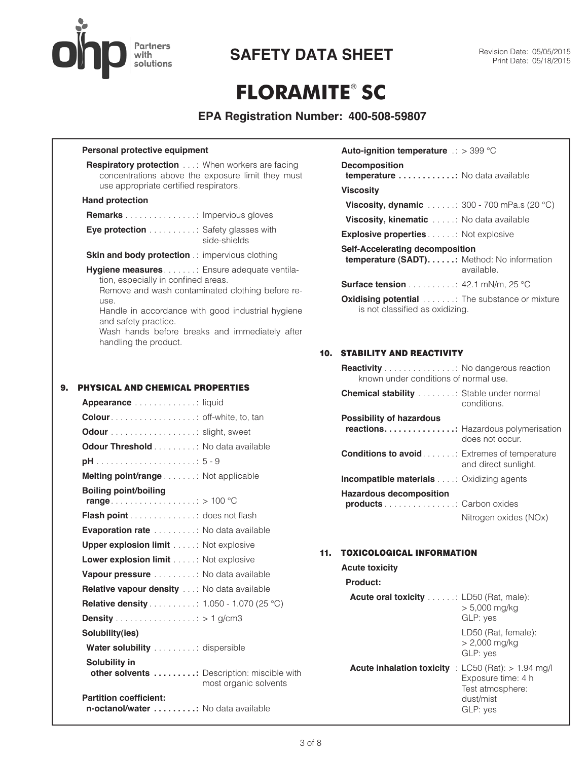# SAFETY DATA SHEET

# FLORAMITE® SC

## EPA Registration Number: 400-508-59807

**Personal protective equipment**

**Respiratory protection** . . . : When workers are facing concentrations above the exposure limit they must use appropriate certified respirators.

**Hand protection**

**Remarks** . . . . . . . . . . . . . . . : Impervious gloves

**Eye protection** . . . . . . . . . . : Safety glasses with side-shields

**Skin and body protection** . : impervious clothing

**Hygiene measures** . . . . . . . : Ensure adequate ventilation, especially in confined areas.
Remove and wash contaminated clothing before re-use.
Handle in accordance with good industrial hygiene and safety practice.
Wash hands before breaks and immediately after handling the product.

## 9. PHYSICAL AND CHEMICAL PROPERTIES

**Appearance** . . . . . . . . . . . . . : liquid

**Colour** . . . . . . . . . . . . . . . . . . : off-white, to, tan

**Odour** . . . . . . . . . . . . . . . . . . : slight, sweet

**Odour Threshold** . . . . . . . . . : No data available

**pH** . . . . . . . . . . . . . . . . . . . . . : 5 - 9

**Melting point/range** . . . . . . . : Not applicable

**Boiling point/boiling range** . . . . . . . . . . . . . . . . . . : > 100 °C

**Flash point** . . . . . . . . . . . . . . : does not flash

**Evaporation rate** . . . . . . . . . : No data available

**Upper explosion limit** . . . . . : Not explosive

**Lower explosion limit** . . . . . : Not explosive

**Vapour pressure** . . . . . . . . . : No data available

**Relative vapour density** . . . : No data available

**Relative density** . . . . . . . . . . : 1.050 - 1.070 (25 °C)

**Density** . . . . . . . . . . . . . . . . . : > 1 g/cm3

**Solubility(ies)**

**Water solubility** . . . . . . . . . : dispersible

**Solubility in other solvents** . . . . . . . . . : Description: miscible with most organic solvents

**Partition coefficient: n-octanol/water** . . . . . . . . . : No data available

**Auto-ignition temperature** . : > 399 °C

**Decomposition temperature** . . . . . . . . . . . . : No data available

**Viscosity**

**Viscosity, dynamic** . . . . . . : 300 - 700 mPa.s (20 °C)

**Viscosity, kinematic** . . . . . : No data available

**Explosive properties** . . . . . . : Not explosive

**Self-Accelerating decomposition temperature (SADT)** . . . . . . : Method: No information available.

**Surface tension** . . . . . . . . . . : 42.1 mN/m, 25 °C

**Oxidising potential** . . . . . . . : The substance or mixture is not classified as oxidizing.

## 10. STABILITY AND REACTIVITY

**Reactivity** . . . . . . . . . . . . . . . : No dangerous reaction known under conditions of normal use.

**Chemical stability** . . . . . . . . : Stable under normal conditions.

**Possibility of hazardous reactions** . . . . . . . . . . . . . . . : Hazardous polymerisation does not occur.

**Conditions to avoid** . . . . . . . : Extremes of temperature and direct sunlight.

**Incompatible materials** . . . . : Oxidizing agents

**Hazardous decomposition products** . . . . . . . . . . . . . . . : Carbon oxides
Nitrogen oxides (NOx)

## 11. TOXICOLOGICAL INFORMATION

**Acute toxicity**

**Product:**

**Acute oral toxicity** . . . . . . : LD50 (Rat, male): > 5,000 mg/kg
GLP: yes
LD50 (Rat, female): > 2,000 mg/kg
GLP: yes

**Acute inhalation toxicity** : LC50 (Rat): > 1.94 mg/l
Exposure time: 4 h
Test atmosphere: dust/mist
GLP: yes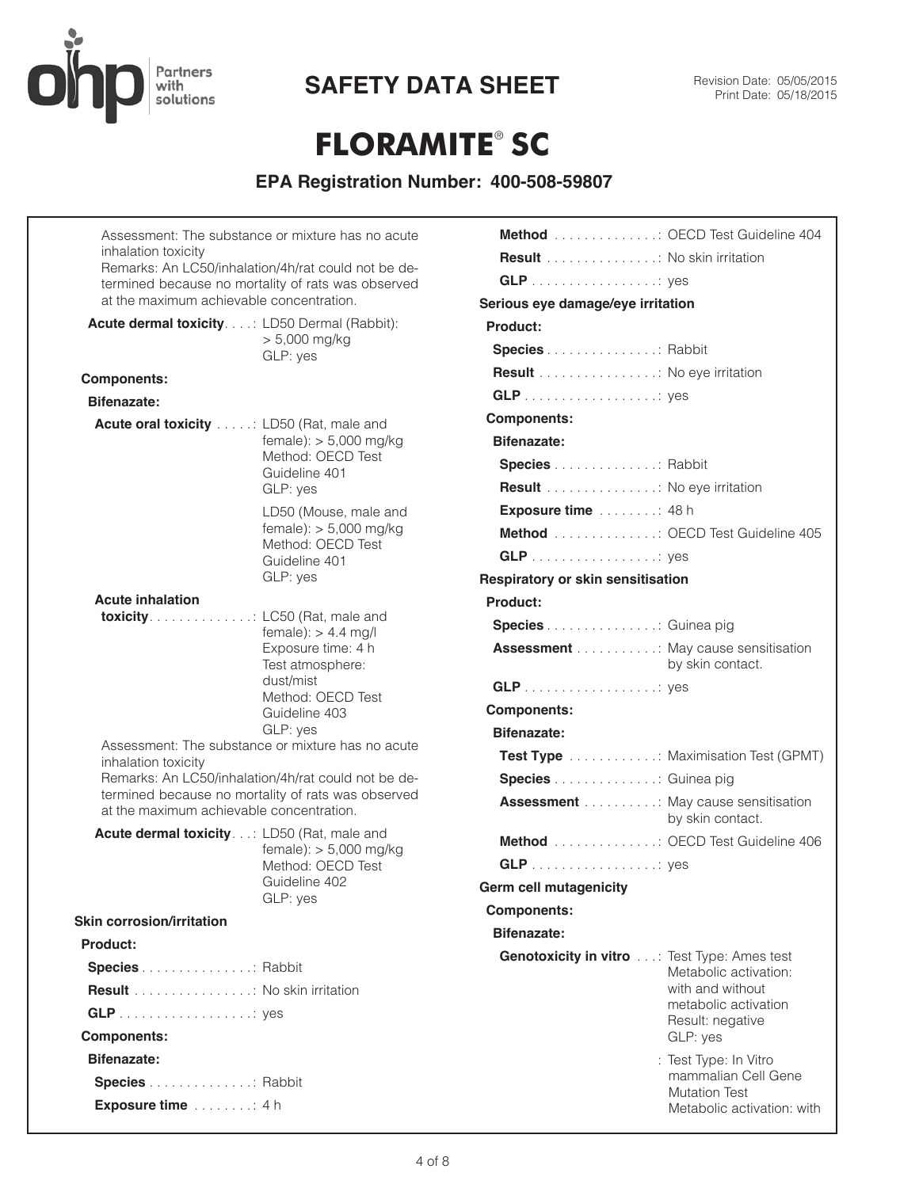Assessment: The substance or mixture has no acute inhalation toxicity
Remarks: An LC50/inhalation/4h/rat could not be determined because no mortality of rats was observed at the maximum achievable concentration.

**Acute dermal toxicity**: LD50 Dermal (Rabbit): > 5,000 mg/kg
GLP: yes

**Components:**

**Bifenazate:**

**Acute oral toxicity**: LD50 (Rat, male and female): > 5,000 mg/kg
Method: OECD Test Guideline 401
GLP: yes

LD50 (Mouse, male and female): > 5,000 mg/kg
Method: OECD Test Guideline 401
GLP: yes

**Acute inhalation toxicity**: LC50 (Rat, male and female): > 4.4 mg/l
Exposure time: 4 h
Test atmosphere: dust/mist
Method: OECD Test Guideline 403
GLP: yes

Assessment: The substance or mixture has no acute inhalation toxicity
Remarks: An LC50/inhalation/4h/rat could not be determined because no mortality of rats was observed at the maximum achievable concentration.

**Acute dermal toxicity**: LD50 (Rat, male and female): > 5,000 mg/kg
Method: OECD Test Guideline 402
GLP: yes

**Skin corrosion/irritation**

**Product:**

**Species**: Rabbit

**Result**: No skin irritation

**GLP**: yes

**Components:**

**Bifenazate:**

**Species**: Rabbit

**Exposure time**: 4 h

**Method**: OECD Test Guideline 404

**Result**: No skin irritation

**GLP**: yes

**Serious eye damage/eye irritation**

**Product:**

**Species**: Rabbit

**Result**: No eye irritation

**GLP**: yes

**Components:**

**Bifenazate:**

**Species**: Rabbit

**Result**: No eye irritation

**Exposure time**: 48 h

**Method**: OECD Test Guideline 405

**GLP**: yes

**Respiratory or skin sensitisation**

**Product:**

**Species**: Guinea pig

**Assessment**: May cause sensitisation by skin contact.

**GLP**: yes

**Components:**

**Bifenazate:**

**Test Type**: Maximisation Test (GPMT)

**Species**: Guinea pig

**Assessment**: May cause sensitisation by skin contact.

**Method**: OECD Test Guideline 406

**GLP**: yes

**Germ cell mutagenicity**

**Components:**

**Bifenazate:**

**Genotoxicity in vitro**: Test Type: Ames test
Metabolic activation: with and without metabolic activation
Result: negative
GLP: yes

: Test Type: In Vitro mammalian Cell Gene Mutation Test
Metabolic activation: with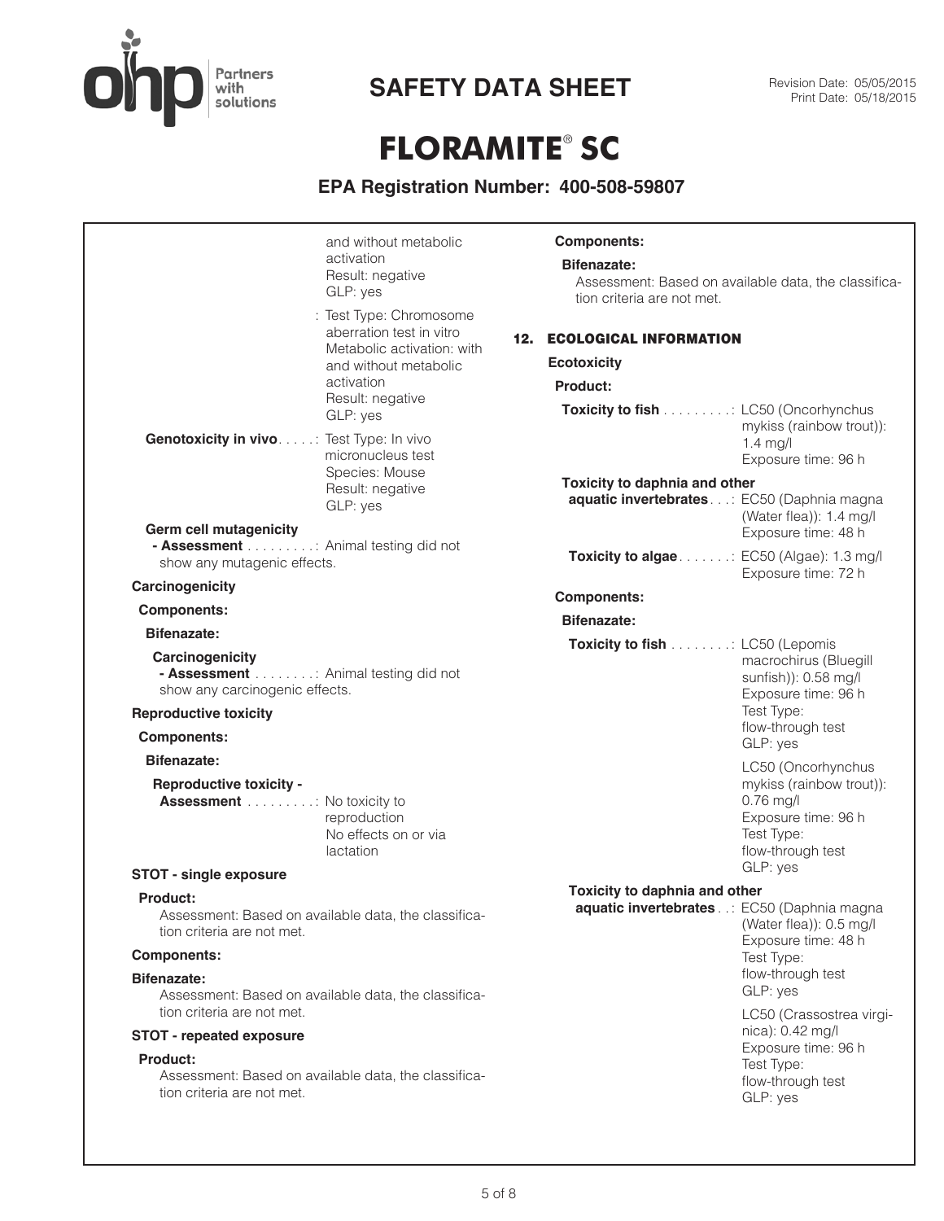and without metabolic activation
Result: negative
GLP: yes

: Test Type: Chromosome aberration test in vitro
Metabolic activation: with and without metabolic activation
Result: negative
GLP: yes

**Genotoxicity in vivo**. . . . . : Test Type: In vivo micronucleus test
Species: Mouse
Result: negative
GLP: yes

**Germ cell mutagenicity**
**- Assessment** . . . . . . . . . : Animal testing did not show any mutagenic effects.

**Carcinogenicity**

**Components:**

**Bifenazate:**

**Carcinogenicity**
**- Assessment** . . . . . . . . : Animal testing did not show any carcinogenic effects.

**Reproductive toxicity**

**Components:**

**Bifenazate:**

**Reproductive toxicity - Assessment** . . . . . . . . . : No toxicity to reproduction
No effects on or via lactation

**STOT - single exposure**

**Product:**

Assessment: Based on available data, the classification criteria are not met.

**Components:**

**Bifenazate:**

Assessment: Based on available data, the classification criteria are not met.

**STOT - repeated exposure**

**Product:**

Assessment: Based on available data, the classification criteria are not met.

**Components:**

**Bifenazate:**

Assessment: Based on available data, the classification criteria are not met.

## 12. ECOLOGICAL INFORMATION

**Ecotoxicity**

**Product:**

**Toxicity to fish** . . . . . . . . . : LC50 (Oncorhynchus mykiss (rainbow trout)): 1.4 mg/l
Exposure time: 96 h

**Toxicity to daphnia and other aquatic invertebrates** . . . : EC50 (Daphnia magna (Water flea)): 1.4 mg/l
Exposure time: 48 h

**Toxicity to algae** . . . . . . . : EC50 (Algae): 1.3 mg/l
Exposure time: 72 h

**Components:**

**Bifenazate:**

**Toxicity to fish** . . . . . . . . : LC50 (Lepomis macrochirus (Bluegill sunfish)): 0.58 mg/l
Exposure time: 96 h
Test Type: flow-through test
GLP: yes

LC50 (Oncorhynchus mykiss (rainbow trout)): 0.76 mg/l
Exposure time: 96 h
Test Type: flow-through test
GLP: yes

**Toxicity to daphnia and other aquatic invertebrates** . . : EC50 (Daphnia magna (Water flea)): 0.5 mg/l
Exposure time: 48 h
Test Type: flow-through test
GLP: yes

LC50 (Crassostrea virginica): 0.42 mg/l
Exposure time: 96 h
Test Type: flow-through test
GLP: yes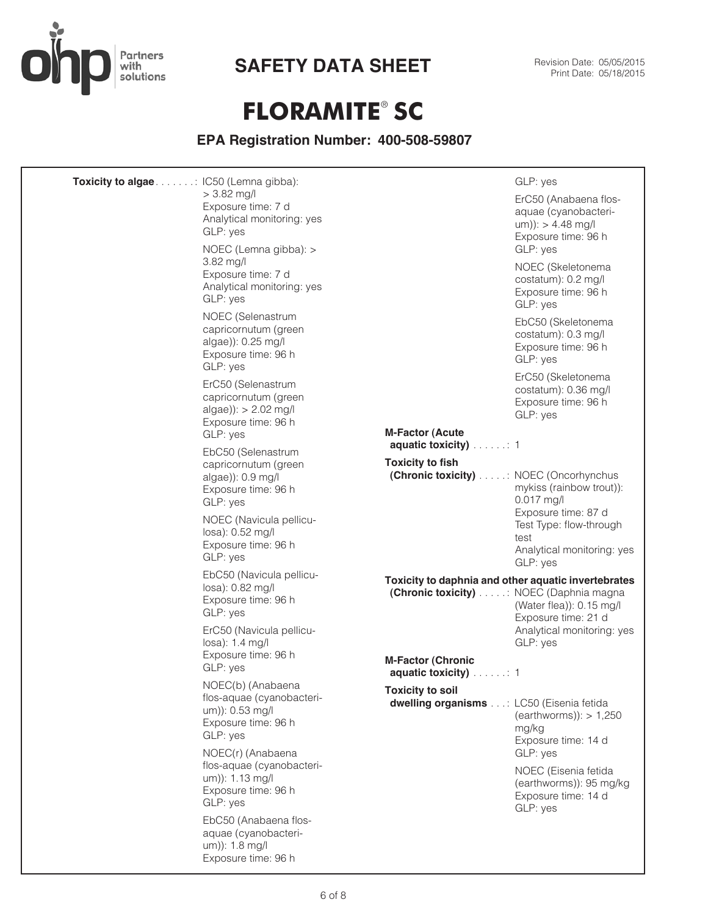**Toxicity to algae**: IC50 (Lemna gibba): > 3.82 mg/l
Exposure time: 7 d
Analytical monitoring: yes
GLP: yes

NOEC (Lemna gibba): > 3.82 mg/l
Exposure time: 7 d
Analytical monitoring: yes
GLP: yes

NOEC (Selenastrum capricornutum (green algae)): 0.25 mg/l
Exposure time: 96 h
GLP: yes

ErC50 (Selenastrum capricornutum (green algae)): > 2.02 mg/l
Exposure time: 96 h
GLP: yes

EbC50 (Selenastrum capricornutum (green algae)): 0.9 mg/l
Exposure time: 96 h
GLP: yes

NOEC (Navicula pelliculosa): 0.52 mg/l
Exposure time: 96 h
GLP: yes

EbC50 (Navicula pelliculosa): 0.82 mg/l
Exposure time: 96 h
GLP: yes

ErC50 (Navicula pelliculosa): 1.4 mg/l
Exposure time: 96 h
GLP: yes

NOEC(b) (Anabaena flos-aquae (cyanobacterium)): 0.53 mg/l
Exposure time: 96 h
GLP: yes

NOEC(r) (Anabaena flos-aquae (cyanobacterium)): 1.13 mg/l
Exposure time: 96 h
GLP: yes

EbC50 (Anabaena flos-aquae (cyanobacterium)): 1.8 mg/l
Exposure time: 96 h
GLP: yes

ErC50 (Anabaena flos-aquae (cyanobacterium)): > 4.48 mg/l
Exposure time: 96 h
GLP: yes

NOEC (Skeletonema costatum): 0.2 mg/l
Exposure time: 96 h
GLP: yes

EbC50 (Skeletonema costatum): 0.3 mg/l
Exposure time: 96 h
GLP: yes

ErC50 (Skeletonema costatum): 0.36 mg/l
Exposure time: 96 h
GLP: yes

**M-Factor (Acute aquatic toxicity)**: 1

**Toxicity to fish (Chronic toxicity)**: NOEC (Oncorhynchus mykiss (rainbow trout)): 0.017 mg/l
Exposure time: 87 d
Test Type: flow-through test
Analytical monitoring: yes
GLP: yes

**Toxicity to daphnia and other aquatic invertebrates (Chronic toxicity)**: NOEC (Daphnia magna (Water flea)): 0.15 mg/l
Exposure time: 21 d
Analytical monitoring: yes
GLP: yes

**M-Factor (Chronic aquatic toxicity)**: 1

**Toxicity to soil dwelling organisms**: LC50 (Eisenia fetida (earthworms)): > 1,250 mg/kg
Exposure time: 14 d
GLP: yes

NOEC (Eisenia fetida (earthworms)): 95 mg/kg
Exposure time: 14 d
GLP: yes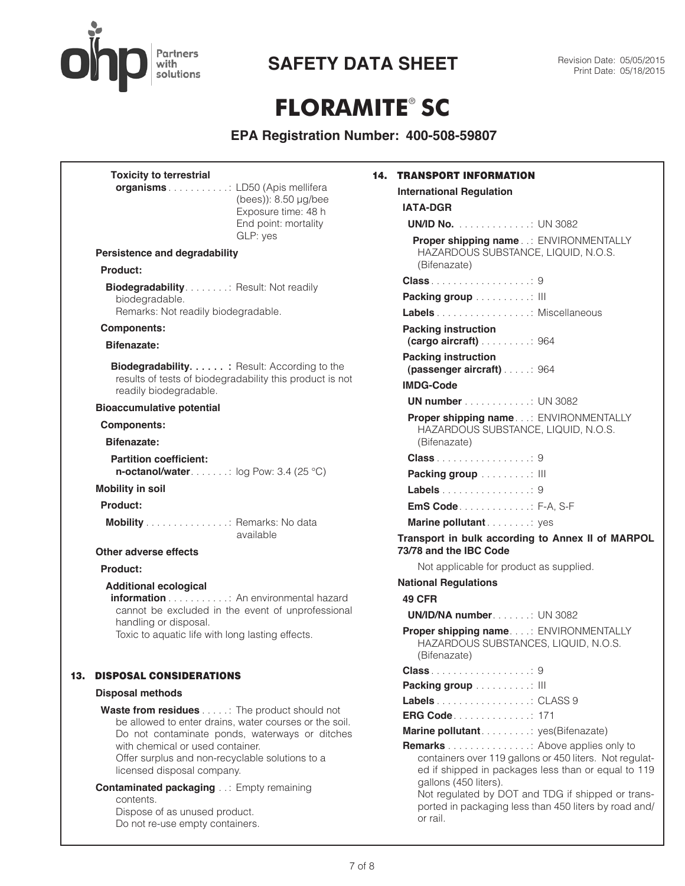**Toxicity to terrestrial organisms**: LD50 (Apis mellifera (bees)): 8.50 µg/bee
Exposure time: 48 h
End point: mortality
GLP: yes

**Persistence and degradability**

**Product:**

**Biodegradability**: Result: Not readily biodegradable.
Remarks: Not readily biodegradable.

**Components:**

**Bifenazate:**

**Biodegradability**: Result: According to the results of tests of biodegradability this product is not readily biodegradable.

**Bioaccumulative potential**

**Components:**

**Bifenazate:**

**Partition coefficient: n-octanol/water**: log Pow: 3.4 (25 °C)

**Mobility in soil**

**Product:**

**Mobility**: Remarks: No data available

**Other adverse effects**

**Product:**

**Additional ecological information**: An environmental hazard cannot be excluded in the event of unprofessional handling or disposal.
Toxic to aquatic life with long lasting effects.

## 13. DISPOSAL CONSIDERATIONS

**Disposal methods**

**Waste from residues**: The product should not be allowed to enter drains, water courses or the soil.
Do not contaminate ponds, waterways or ditches with chemical or used container.
Offer surplus and non-recyclable solutions to a licensed disposal company.

**Contaminated packaging**: Empty remaining contents.
Dispose of as unused product.
Do not re-use empty containers.

## 14. TRANSPORT INFORMATION

**International Regulation**

**IATA-DGR**

**UN/ID No.**: UN 3082

**Proper shipping name**: ENVIRONMENTALLY HAZARDOUS SUBSTANCE, LIQUID, N.O.S. (Bifenazate)

**Class**: 9

**Packing group**: III

**Labels**: Miscellaneous

**Packing instruction (cargo aircraft)**: 964

**Packing instruction (passenger aircraft)**: 964

**IMDG-Code**

**UN number**: UN 3082

**Proper shipping name**: ENVIRONMENTALLY HAZARDOUS SUBSTANCE, LIQUID, N.O.S. (Bifenazate)

**Class**: 9

**Packing group**: III

**Labels**: 9

**EmS Code**: F-A, S-F

**Marine pollutant**: yes

**Transport in bulk according to Annex II of MARPOL 73/78 and the IBC Code**

Not applicable for product as supplied.

**National Regulations**

**49 CFR**

**UN/ID/NA number**: UN 3082

**Proper shipping name**: ENVIRONMENTALLY HAZARDOUS SUBSTANCES, LIQUID, N.O.S. (Bifenazate)

**Class**: 9

**Packing group**: III

**Labels**: CLASS 9

**ERG Code**: 171

**Marine pollutant**: yes(Bifenazate)

**Remarks**: Above applies only to containers over 119 gallons or 450 liters. Not regulated if shipped in packages less than or equal to 119 gallons (450 liters).
Not regulated by DOT and TDG if shipped or transported in packaging less than 450 liters by road and/or rail.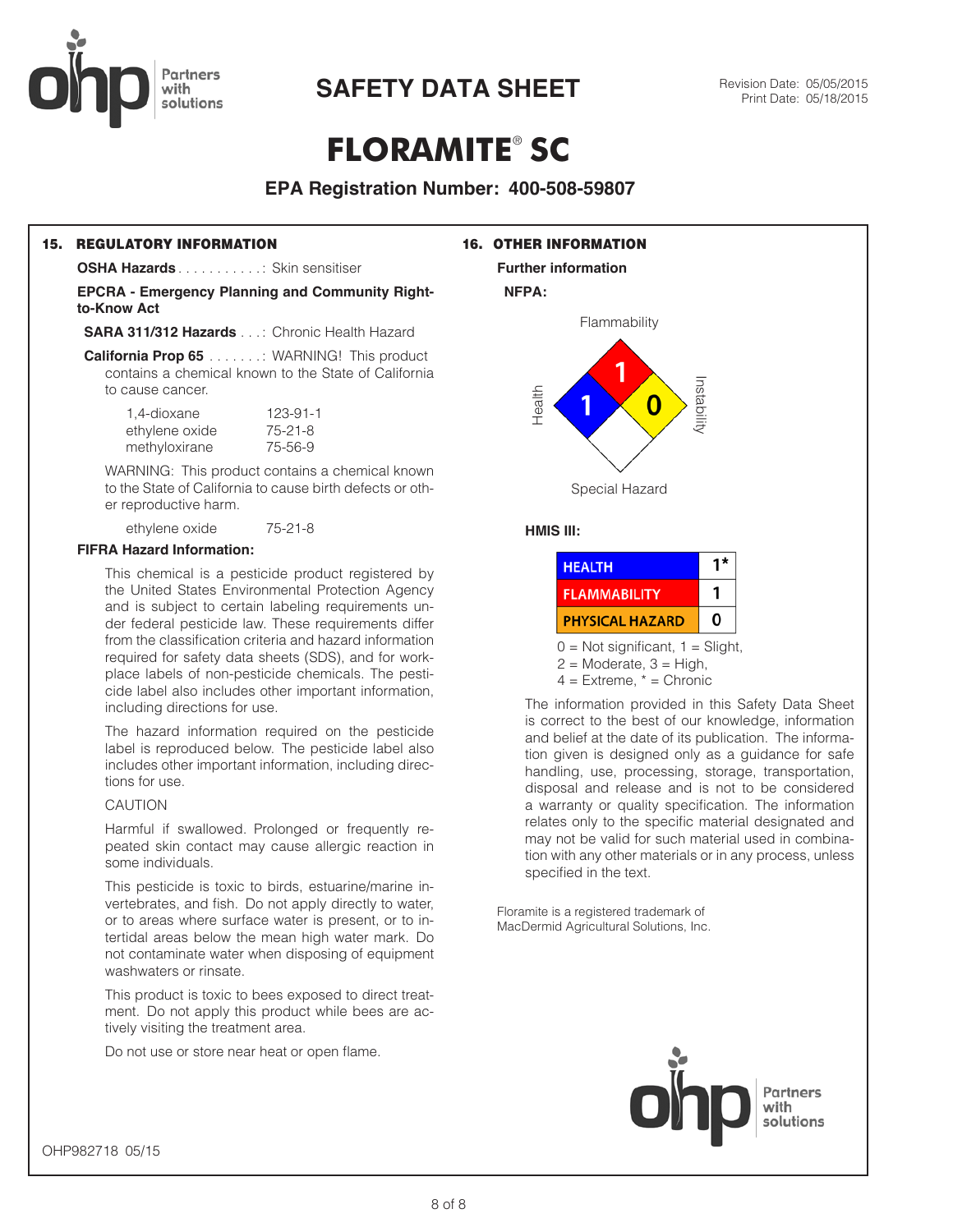# SAFETY DATA SHEET

Revision Date: 05/05/2015
Print Date: 05/18/2015

# FLORAMITE® SC

**EPA Registration Number: 400-508-59807**

## 15. REGULATORY INFORMATION

**OSHA Hazards** . . . . . . . . . . .: Skin sensitiser

**EPCRA - Emergency Planning and Community Right-to-Know Act**

**SARA 311/312 Hazards** . . . : Chronic Health Hazard

**California Prop 65** . . . . . . .: WARNING! This product contains a chemical known to the State of California to cause cancer.

| | |
|---|---|
| 1,4-dioxane | 123-91-1 |
| ethylene oxide | 75-21-8 |
| methyloxirane | 75-56-9 |

WARNING: This product contains a chemical known to the State of California to cause birth defects or other reproductive harm.

| | |
|---|---|
| ethylene oxide | 75-21-8 |

**FIFRA Hazard Information:**

This chemical is a pesticide product registered by the United States Environmental Protection Agency and is subject to certain labeling requirements under federal pesticide law. These requirements differ from the classification criteria and hazard information required for safety data sheets (SDS), and for workplace labels of non-pesticide chemicals. The pesticide label also includes other important information, including directions for use.

The hazard information required on the pesticide label is reproduced below. The pesticide label also includes other important information, including directions for use.

CAUTION

Harmful if swallowed. Prolonged or frequently repeated skin contact may cause allergic reaction in some individuals.

This pesticide is toxic to birds, estuarine/marine invertebrates, and fish. Do not apply directly to water, or to areas where surface water is present, or to intertidal areas below the mean high water mark. Do not contaminate water when disposing of equipment washwaters or rinsate.

This product is toxic to bees exposed to direct treatment. Do not apply this product while bees are actively visiting the treatment area.

Do not use or store near heat or open flame.

## 16. OTHER INFORMATION

**Further information**

**NFPA:**

Flammability: 1
Health: 1
Instability: 0
Special Hazard

**HMIS III:**

| | |
|---|---|
| HEALTH | 1* |
| FLAMMABILITY | 1 |
| PHYSICAL HAZARD | 0 |

0 = Not significant, 1 = Slight,
2 = Moderate, 3 = High,
4 = Extreme, * = Chronic

The information provided in this Safety Data Sheet is correct to the best of our knowledge, information and belief at the date of its publication. The information given is designed only as a guidance for safe handling, use, processing, storage, transportation, disposal and release and is not to be considered a warranty or quality specification. The information relates only to the specific material designated and may not be valid for such material used in combination with any other materials or in any process, unless specified in the text.

Floramite is a registered trademark of MacDermid Agricultural Solutions, Inc.

OHP982718 05/15